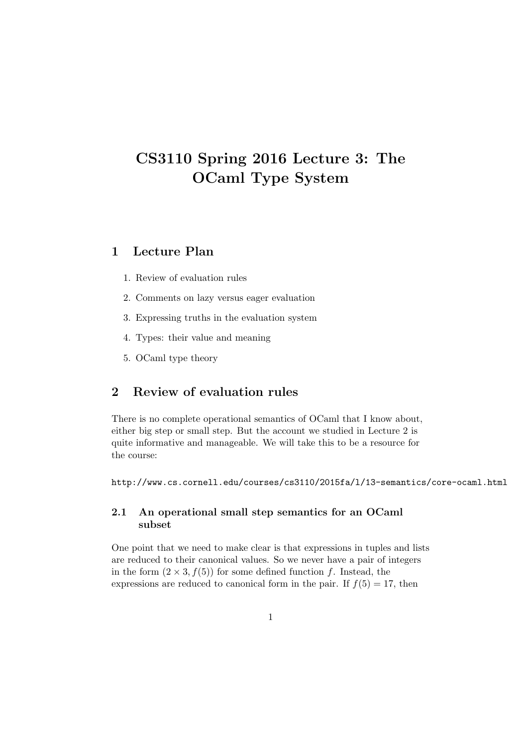# CS3110 Spring 2016 Lecture 3: The OCaml Type System

## 1 Lecture Plan

1. Review of evaluation rules
2. Comments on lazy versus eager evaluation
3. Expressing truths in the evaluation system
4. Types: their value and meaning
5. OCaml type theory

## 2 Review of evaluation rules

There is no complete operational semantics of OCaml that I know about, either big step or small step. But the account we studied in Lecture 2 is quite informative and manageable. We will take this to be a resource for the course:

http://www.cs.cornell.edu/courses/cs3110/2015fa/l/13-semantics/core-ocaml.html

### 2.1 An operational small step semantics for an OCaml subset

One point that we need to make clear is that expressions in tuples and lists are reduced to their canonical values. So we never have a pair of integers in the form $(2 \times 3, f(5))$ for some defined function $f$. Instead, the expressions are reduced to canonical form in the pair. If $f(5) = 17$, then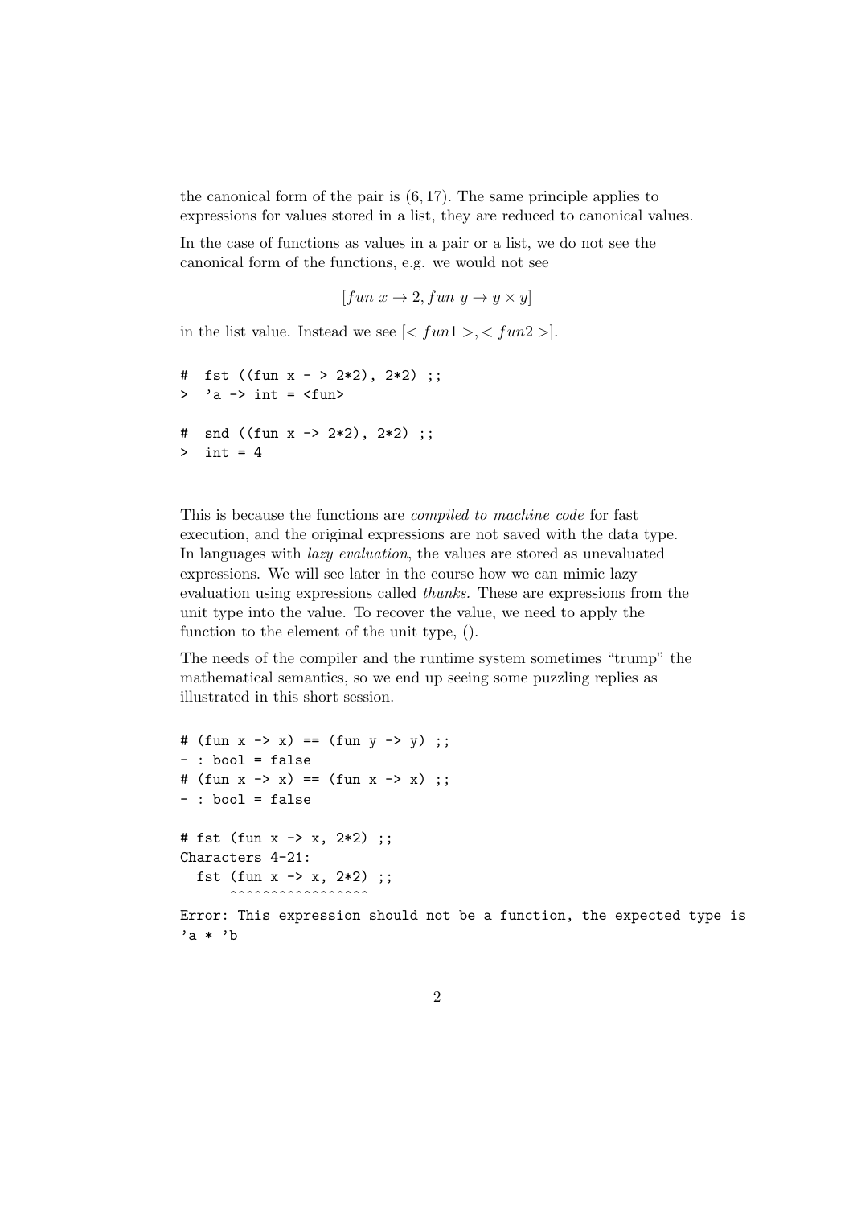the canonical form of the pair is $(6, 17)$. The same principle applies to expressions for values stored in a list, they are reduced to canonical values.

In the case of functions as values in a pair or a list, we do not see the canonical form of the functions, e.g. we would not see

$$[fun\ x \rightarrow 2, fun\ y \rightarrow y \times y]$$

in the list value. Instead we see $[< fun1 >, < fun2 >]$.

```
#  fst ((fun x - > 2*2), 2*2) ;;
>  'a -> int = <fun>

#  snd ((fun x -> 2*2), 2*2) ;;
>  int = 4
```

This is because the functions are *compiled to machine code* for fast execution, and the original expressions are not saved with the data type. In languages with *lazy evaluation*, the values are stored as unevaluated expressions. We will see later in the course how we can mimic lazy evaluation using expressions called *thunks.* These are expressions from the unit type into the value. To recover the value, we need to apply the function to the element of the unit type, ().

The needs of the compiler and the runtime system sometimes "trump" the mathematical semantics, so we end up seeing some puzzling replies as illustrated in this short session.

```
# (fun x -> x) == (fun y -> y) ;;
- : bool = false
# (fun x -> x) == (fun x -> x) ;;
- : bool = false

# fst (fun x -> x, 2*2) ;;
Characters 4-21:
  fst (fun x -> x, 2*2) ;;
      ^^^^^^^^^^^^^^^^^
Error: This expression should not be a function, the expected type is
'a * 'b
```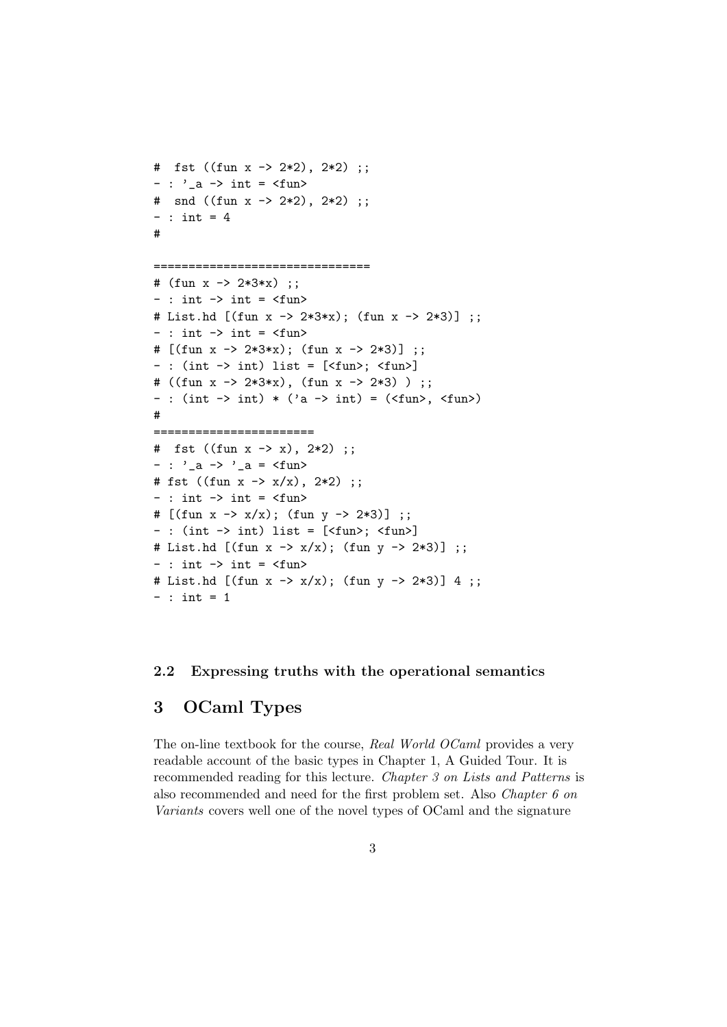```
#  fst ((fun x -> 2*2), 2*2) ;;
- : '_a -> int = <fun>
#  snd ((fun x -> 2*2), 2*2) ;;
- : int = 4
#

===============================
# (fun x -> 2*3*x) ;;
- : int -> int = <fun>
# List.hd [(fun x -> 2*3*x); (fun x -> 2*3)] ;;
- : int -> int = <fun>
# [(fun x -> 2*3*x); (fun x -> 2*3)] ;;
- : (int -> int) list = [<fun>; <fun>]
# ((fun x -> 2*3*x), (fun x -> 2*3) ) ;;
- : (int -> int) * ('a -> int) = (<fun>, <fun>)
#
=======================
#  fst ((fun x -> x), 2*2) ;;
- : '_a -> '_a = <fun>
# fst ((fun x -> x/x), 2*2) ;;
- : int -> int = <fun>
# [(fun x -> x/x); (fun y -> 2*3)] ;;
- : (int -> int) list = [<fun>; <fun>]
# List.hd [(fun x -> x/x); (fun y -> 2*3)] ;;
- : int -> int = <fun>
# List.hd [(fun x -> x/x); (fun y -> 2*3)] 4 ;;
- : int = 1
```

### 2.2 Expressing truths with the operational semantics

# 3 OCaml Types

The on-line textbook for the course, *Real World OCaml* provides a very readable account of the basic types in Chapter 1, A Guided Tour. It is recommended reading for this lecture. *Chapter 3 on Lists and Patterns* is also recommended and need for the first problem set. Also *Chapter 6 on Variants* covers well one of the novel types of OCaml and the signature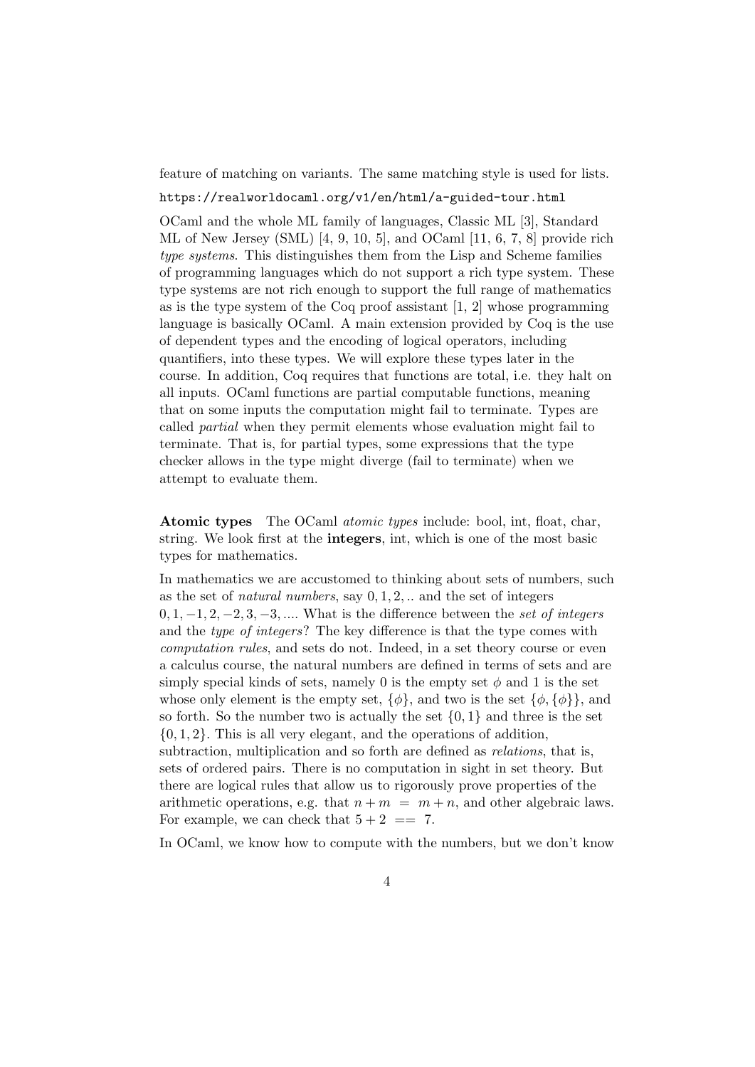feature of matching on variants. The same matching style is used for lists.

`https://realworldocaml.org/v1/en/html/a-guided-tour.html`

OCaml and the whole ML family of languages, Classic ML [3], Standard ML of New Jersey (SML) [4, 9, 10, 5], and OCaml [11, 6, 7, 8] provide rich *type systems*. This distinguishes them from the Lisp and Scheme families of programming languages which do not support a rich type system. These type systems are not rich enough to support the full range of mathematics as is the type system of the Coq proof assistant [1, 2] whose programming language is basically OCaml. A main extension provided by Coq is the use of dependent types and the encoding of logical operators, including quantifiers, into these types. We will explore these types later in the course. In addition, Coq requires that functions are total, i.e. they halt on all inputs. OCaml functions are partial computable functions, meaning that on some inputs the computation might fail to terminate. Types are called *partial* when they permit elements whose evaluation might fail to terminate. That is, for partial types, some expressions that the type checker allows in the type might diverge (fail to terminate) when we attempt to evaluate them.

**Atomic types** The OCaml *atomic types* include: bool, int, float, char, string. We look first at the **integers**, int, which is one of the most basic types for mathematics.

In mathematics we are accustomed to thinking about sets of numbers, such as the set of *natural numbers*, say $0, 1, 2, ..$ and the set of integers $0, 1, -1, 2, -2, 3, -3, ....$ What is the difference between the *set of integers* and the *type of integers*? The key difference is that the type comes with *computation rules*, and sets do not. Indeed, in a set theory course or even a calculus course, the natural numbers are defined in terms of sets and are simply special kinds of sets, namely 0 is the empty set $\phi$ and 1 is the set whose only element is the empty set, $\{\phi\}$, and two is the set $\{\phi, \{\phi\}\}$, and so forth. So the number two is actually the set $\{0, 1\}$ and three is the set $\{0, 1, 2\}$. This is all very elegant, and the operations of addition, subtraction, multiplication and so forth are defined as *relations*, that is, sets of ordered pairs. There is no computation in sight in set theory. But there are logical rules that allow us to rigorously prove properties of the arithmetic operations, e.g. that $n + m \; = \; m + n$, and other algebraic laws. For example, we can check that $5 + 2 \; == \; 7$.

In OCaml, we know how to compute with the numbers, but we don't know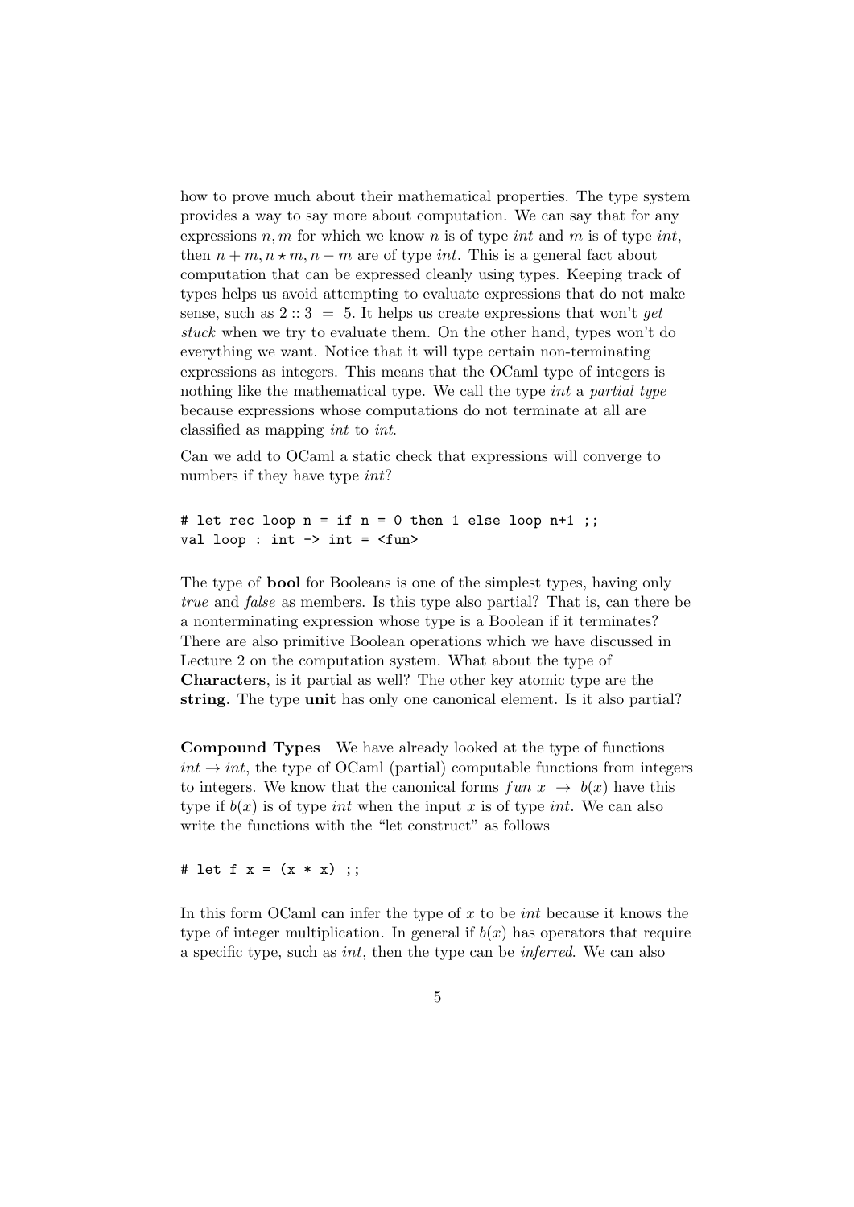how to prove much about their mathematical properties. The type system provides a way to say more about computation. We can say that for any expressions $n, m$ for which we know $n$ is of type *int* and $m$ is of type *int*, then $n + m, n \star m, n - m$ are of type *int*. This is a general fact about computation that can be expressed cleanly using types. Keeping track of types helps us avoid attempting to evaluate expressions that do not make sense, such as $2 :: 3 \ = \ 5$. It helps us create expressions that won't *get stuck* when we try to evaluate them. On the other hand, types won't do everything we want. Notice that it will type certain non-terminating expressions as integers. This means that the OCaml type of integers is nothing like the mathematical type. We call the type *int* a *partial type* because expressions whose computations do not terminate at all are classified as mapping *int* to *int*.

Can we add to OCaml a static check that expressions will converge to numbers if they have type *int*?

```
# let rec loop n = if n = 0 then 1 else loop n+1 ;;
val loop : int -> int = <fun>
```

The type of **bool** for Booleans is one of the simplest types, having only *true* and *false* as members. Is this type also partial? That is, can there be a nonterminating expression whose type is a Boolean if it terminates? There are also primitive Boolean operations which we have discussed in Lecture 2 on the computation system. What about the type of **Characters**, is it partial as well? The other key atomic type are the **string**. The type **unit** has only one canonical element. Is it also partial?

**Compound Types** We have already looked at the type of functions $int \rightarrow int$, the type of OCaml (partial) computable functions from integers to integers. We know that the canonical forms $fun\ x\ \rightarrow\ b(x)$ have this type if $b(x)$ is of type *int* when the input $x$ is of type *int*. We can also write the functions with the "let construct" as follows

```
# let f x = (x * x) ;;
```

In this form OCaml can infer the type of $x$ to be *int* because it knows the type of integer multiplication. In general if $b(x)$ has operators that require a specific type, such as *int*, then the type can be *inferred*. We can also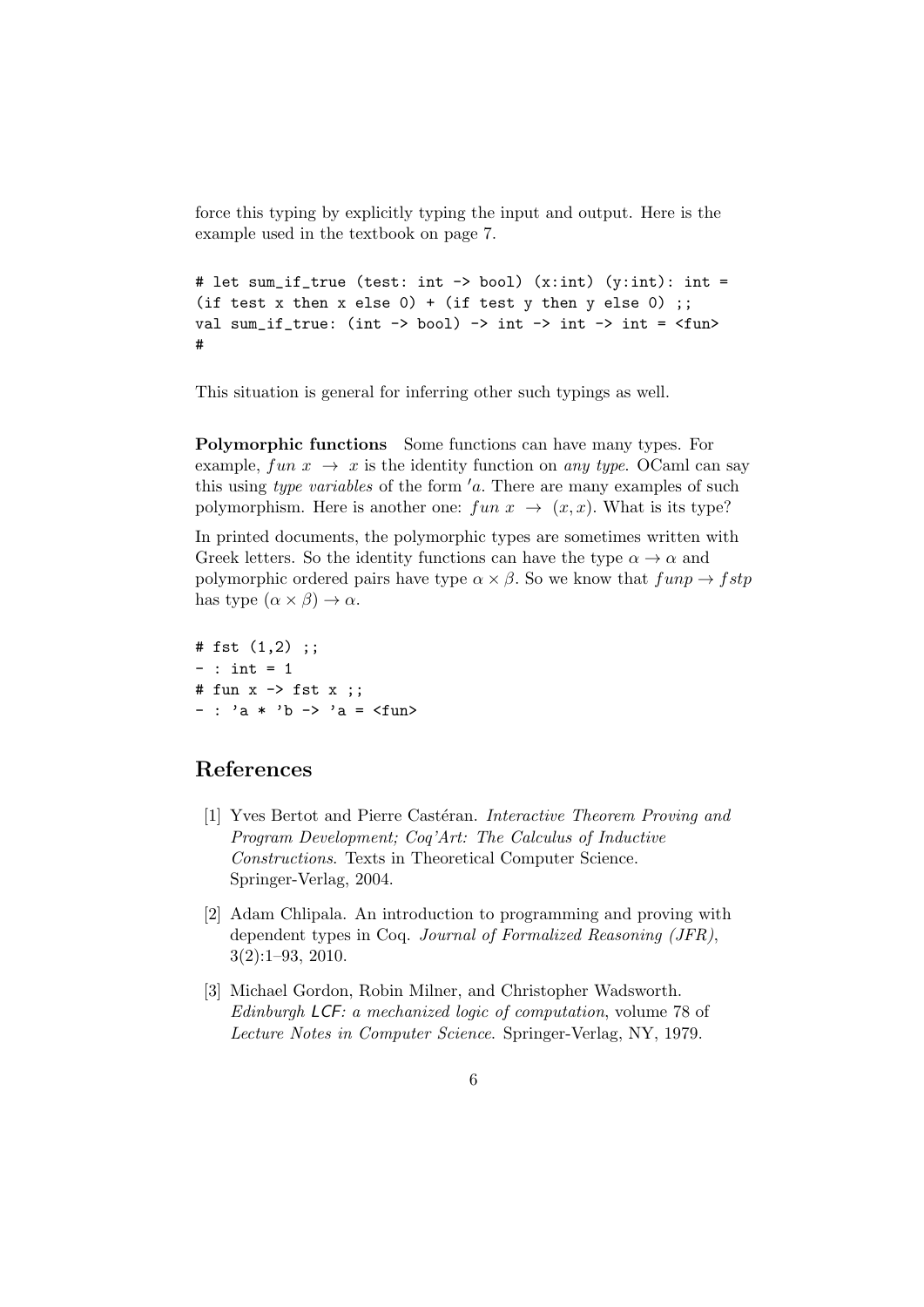force this typing by explicitly typing the input and output. Here is the example used in the textbook on page 7.

```
# let sum_if_true (test: int -> bool) (x:int) (y:int): int =
(if test x then x else 0) + (if test y then y else 0) ;;
val sum_if_true: (int -> bool) -> int -> int -> int = <fun>
#
```

This situation is general for inferring other such typings as well.

**Polymorphic functions** Some functions can have many types. For example, $fun\ x\ \rightarrow\ x$ is the identity function on *any type*. OCaml can say this using *type variables* of the form $'a$. There are many examples of such polymorphism. Here is another one: $fun\ x\ \rightarrow\ (x, x)$. What is its type?

In printed documents, the polymorphic types are sometimes written with Greek letters. So the identity functions can have the type $\alpha \rightarrow \alpha$ and polymorphic ordered pairs have type $\alpha \times \beta$. So we know that $funp \rightarrow fstp$ has type $(\alpha \times \beta) \rightarrow \alpha$.

```
# fst (1,2) ;;
- : int = 1
# fun x -> fst x ;;
- : 'a * 'b -> 'a = <fun>
```

## References

[1] Yves Bertot and Pierre Castéran. *Interactive Theorem Proving and Program Development; Coq'Art: The Calculus of Inductive Constructions*. Texts in Theoretical Computer Science. Springer-Verlag, 2004.

[2] Adam Chlipala. An introduction to programming and proving with dependent types in Coq. *Journal of Formalized Reasoning (JFR)*, 3(2):1–93, 2010.

[3] Michael Gordon, Robin Milner, and Christopher Wadsworth. *Edinburgh LCF: a mechanized logic of computation*, volume 78 of *Lecture Notes in Computer Science*. Springer-Verlag, NY, 1979.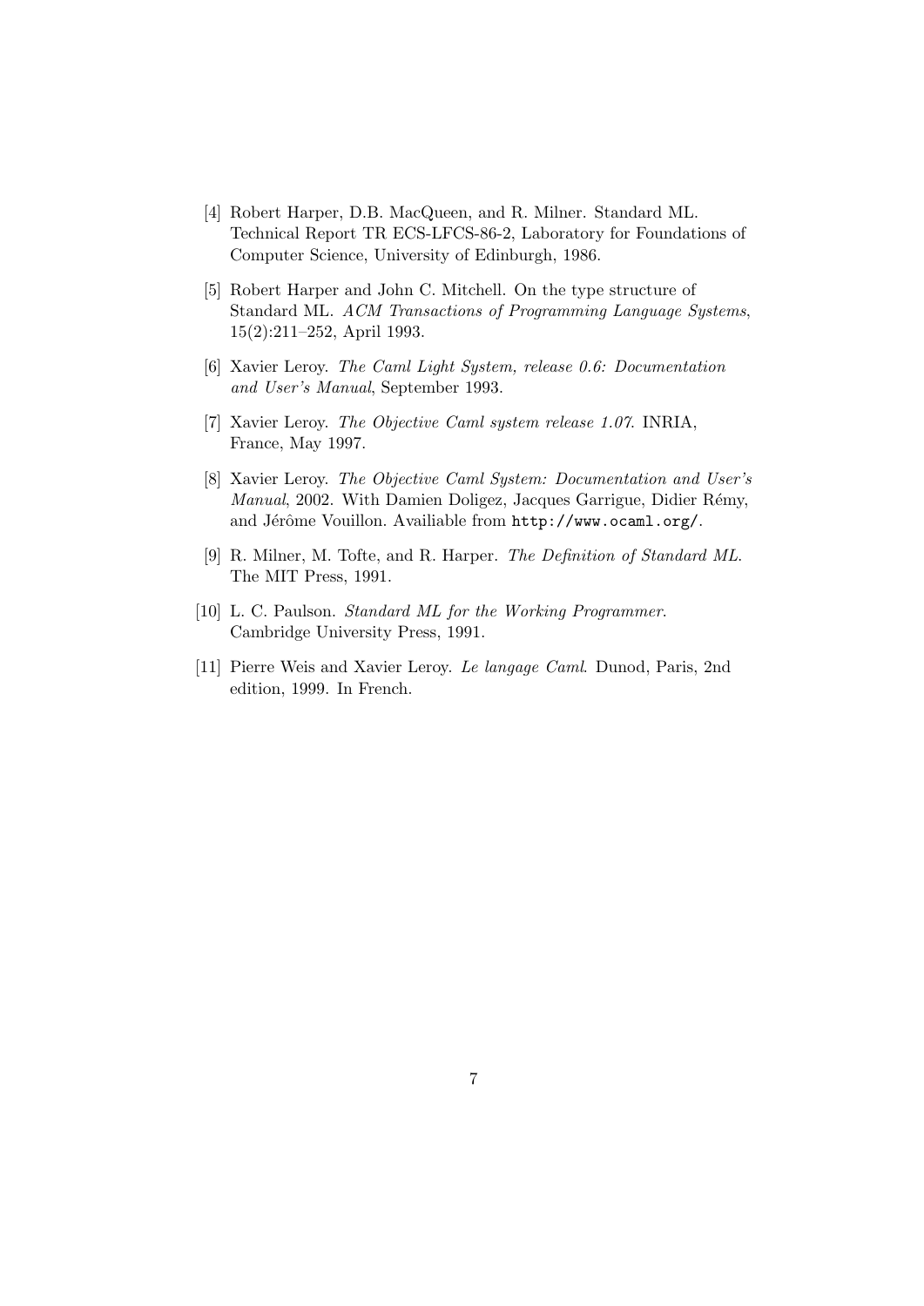[4] Robert Harper, D.B. MacQueen, and R. Milner. Standard ML. Technical Report TR ECS-LFCS-86-2, Laboratory for Foundations of Computer Science, University of Edinburgh, 1986.

[5] Robert Harper and John C. Mitchell. On the type structure of Standard ML. *ACM Transactions of Programming Language Systems*, 15(2):211–252, April 1993.

[6] Xavier Leroy. *The Caml Light System, release 0.6: Documentation and User's Manual*, September 1993.

[7] Xavier Leroy. *The Objective Caml system release 1.07*. INRIA, France, May 1997.

[8] Xavier Leroy. *The Objective Caml System: Documentation and User's Manual*, 2002. With Damien Doligez, Jacques Garrigue, Didier Rémy, and Jérôme Vouillon. Availiable from `http://www.ocaml.org/`.

[9] R. Milner, M. Tofte, and R. Harper. *The Definition of Standard ML*. The MIT Press, 1991.

[10] L. C. Paulson. *Standard ML for the Working Programmer*. Cambridge University Press, 1991.

[11] Pierre Weis and Xavier Leroy. *Le langage Caml*. Dunod, Paris, 2nd edition, 1999. In French.